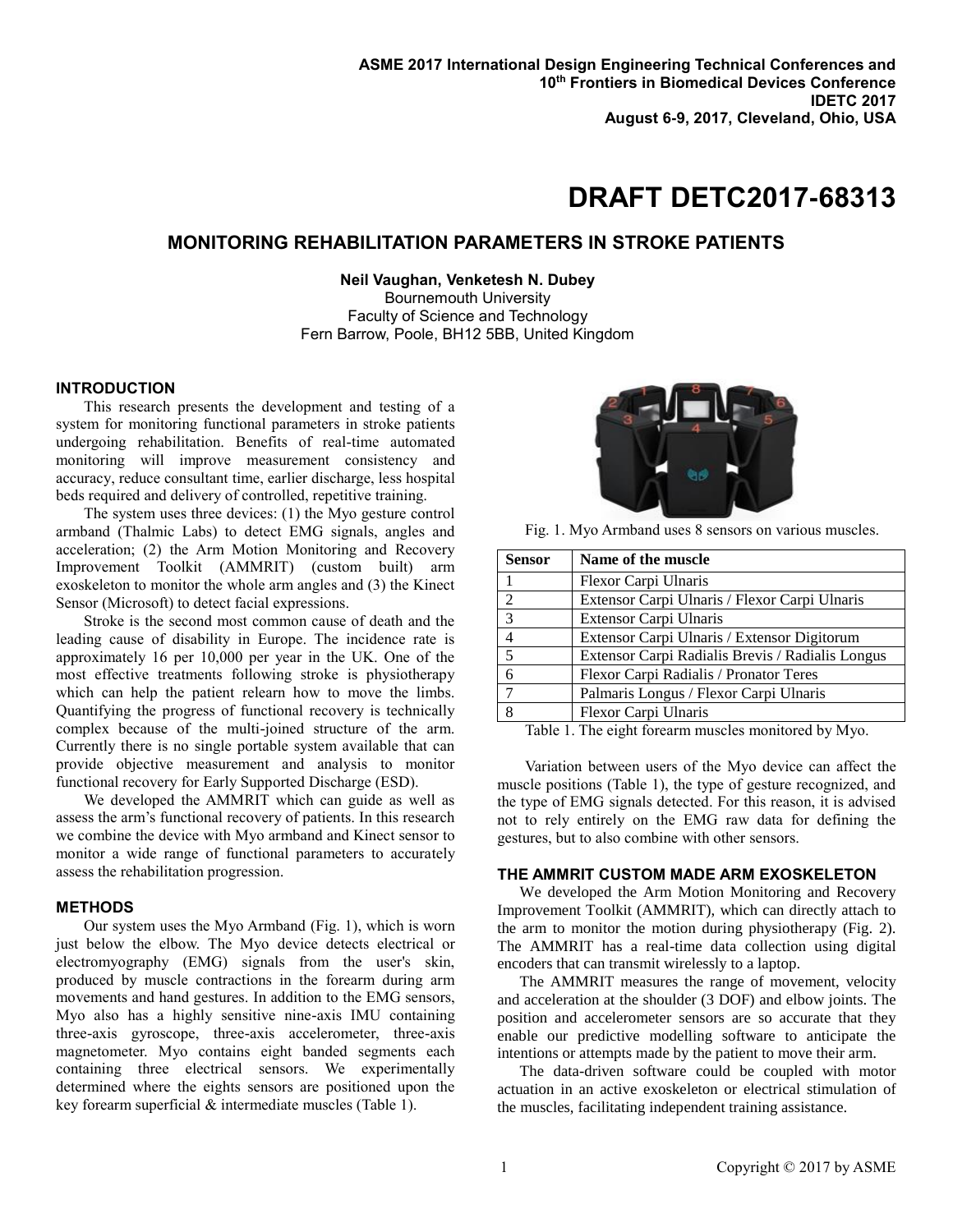ASME 2017 International Design Engineering Technical Conferences and 10th Frontiers in Biomedical Devices Conference
IDETC 2017
August 6-9, 2017, Cleveland, Ohio, USA

# DRAFT DETC2017-68313

## MONITORING REHABILITATION PARAMETERS IN STROKE PATIENTS

**Neil Vaughan, Venketesh N. Dubey**
Bournemouth University
Faculty of Science and Technology
Fern Barrow, Poole, BH12 5BB, United Kingdom

### INTRODUCTION

This research presents the development and testing of a system for monitoring functional parameters in stroke patients undergoing rehabilitation. Benefits of real-time automated monitoring will improve measurement consistency and accuracy, reduce consultant time, earlier discharge, less hospital beds required and delivery of controlled, repetitive training.

The system uses three devices: (1) the Myo gesture control armband (Thalmic Labs) to detect EMG signals, angles and acceleration; (2) the Arm Motion Monitoring and Recovery Improvement Toolkit (AMMRIT) (custom built) arm exoskeleton to monitor the whole arm angles and (3) the Kinect Sensor (Microsoft) to detect facial expressions.

Stroke is the second most common cause of death and the leading cause of disability in Europe. The incidence rate is approximately 16 per 10,000 per year in the UK. One of the most effective treatments following stroke is physiotherapy which can help the patient relearn how to move the limbs. Quantifying the progress of functional recovery is technically complex because of the multi-joined structure of the arm. Currently there is no single portable system available that can provide objective measurement and analysis to monitor functional recovery for Early Supported Discharge (ESD).

We developed the AMMRIT which can guide as well as assess the arm's functional recovery of patients. In this research we combine the device with Myo armband and Kinect sensor to monitor a wide range of functional parameters to accurately assess the rehabilitation progression.

### METHODS

Our system uses the Myo Armband (Fig. 1), which is worn just below the elbow. The Myo device detects electrical or electromyography (EMG) signals from the user's skin, produced by muscle contractions in the forearm during arm movements and hand gestures. In addition to the EMG sensors, Myo also has a highly sensitive nine-axis IMU containing three-axis gyroscope, three-axis accelerometer, three-axis magnetometer. Myo contains eight banded segments each containing three electrical sensors. We experimentally determined where the eights sensors are positioned upon the key forearm superficial & intermediate muscles (Table 1).

Fig. 1. Myo Armband uses 8 sensors on various muscles.

| Sensor | Name of the muscle |
|---|---|
| 1 | Flexor Carpi Ulnaris |
| 2 | Extensor Carpi Ulnaris / Flexor Carpi Ulnaris |
| 3 | Extensor Carpi Ulnaris |
| 4 | Extensor Carpi Ulnaris / Extensor Digitorum |
| 5 | Extensor Carpi Radialis Brevis / Radialis Longus |
| 6 | Flexor Carpi Radialis / Pronator Teres |
| 7 | Palmaris Longus / Flexor Carpi Ulnaris |
| 8 | Flexor Carpi Ulnaris |

Table 1. The eight forearm muscles monitored by Myo.

Variation between users of the Myo device can affect the muscle positions (Table 1), the type of gesture recognized, and the type of EMG signals detected. For this reason, it is advised not to rely entirely on the EMG raw data for defining the gestures, but to also combine with other sensors.

### THE AMMRIT CUSTOM MADE ARM EXOSKELETON

We developed the Arm Motion Monitoring and Recovery Improvement Toolkit (AMMRIT), which can directly attach to the arm to monitor the motion during physiotherapy (Fig. 2). The AMMRIT has a real-time data collection using digital encoders that can transmit wirelessly to a laptop.

The AMMRIT measures the range of movement, velocity and acceleration at the shoulder (3 DOF) and elbow joints. The position and accelerometer sensors are so accurate that they enable our predictive modelling software to anticipate the intentions or attempts made by the patient to move their arm.

The data-driven software could be coupled with motor actuation in an active exoskeleton or electrical stimulation of the muscles, facilitating independent training assistance.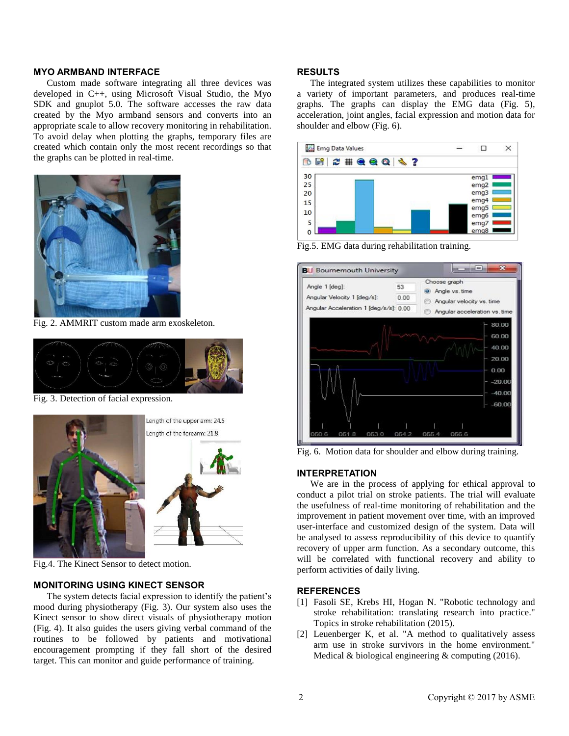## MYO ARMBAND INTERFACE

Custom made software integrating all three devices was developed in C++, using Microsoft Visual Studio, the Myo SDK and gnuplot 5.0. The software accesses the raw data created by the Myo armband sensors and converts into an appropriate scale to allow recovery monitoring in rehabilitation. To avoid delay when plotting the graphs, temporary files are created which contain only the most recent recordings so that the graphs can be plotted in real-time.

Fig. 2. AMMRIT custom made arm exoskeleton.

Fig. 3. Detection of facial expression.

Length of the upper arm: 24.5

Length of the forearm: 21.8

Fig.4. The Kinect Sensor to detect motion.

## MONITORING USING KINECT SENSOR

The system detects facial expression to identify the patient's mood during physiotherapy (Fig. 3). Our system also uses the Kinect sensor to show direct visuals of physiotherapy motion (Fig. 4). It also guides the users giving verbal command of the routines to be followed by patients and motivational encouragement prompting if they fall short of the desired target. This can monitor and guide performance of training.

## RESULTS

The integrated system utilizes these capabilities to monitor a variety of important parameters, and produces real-time graphs. The graphs can display the EMG data (Fig. 5), acceleration, joint angles, facial expression and motion data for shoulder and elbow (Fig. 6).

Emg Data Values

30
25
20
15
10
5
0

emg1
emg2
emg3
emg4
emg5
emg6
emg7
emg8

Fig.5. EMG data during rehabilitation training.

Bournemouth University

Angle 1 [deg]: 53
Angular Velocity 1 [deg/s]: 0.00
Angular Acceleration 1 [deg/s/s]: 0.00

Choose graph
Angle vs. time
Angular velocity vs. time
Angular acceleration vs. time

80.00
60.00
40.00
20.00
0.00
-20.00
-40.00
-60.00

050.6 051.8 053.0 054.2 055.4 056.6

Fig. 6. Motion data for shoulder and elbow during training.

## INTERPRETATION

We are in the process of applying for ethical approval to conduct a pilot trial on stroke patients. The trial will evaluate the usefulness of real-time monitoring of rehabilitation and the improvement in patient movement over time, with an improved user-interface and customized design of the system. Data will be analysed to assess reproducibility of this device to quantify recovery of upper arm function. As a secondary outcome, this will be correlated with functional recovery and ability to perform activities of daily living.

## REFERENCES

[1] Fasoli SE, Krebs HI, Hogan N. "Robotic technology and stroke rehabilitation: translating research into practice." Topics in stroke rehabilitation (2015).

[2] Leuenberger K, et al. "A method to qualitatively assess arm use in stroke survivors in the home environment." Medical & biological engineering & computing (2016).